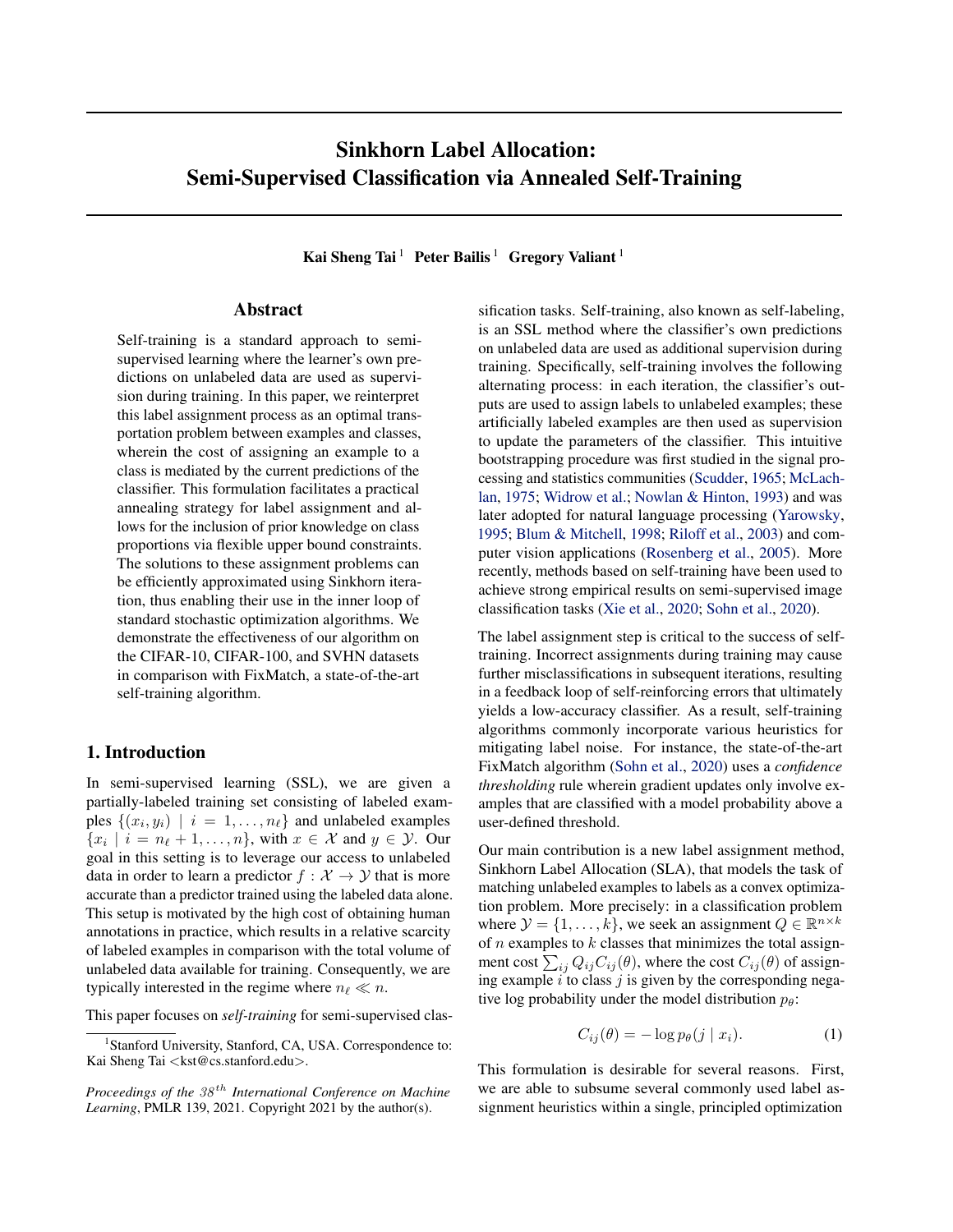# Sinkhorn Label Allocation: Semi-Supervised Classification via Annealed Self-Training

**Kai Sheng Tai** [1] **Peter Bailis** [1] **Gregory Valiant** [1]

## Abstract

Self-training is a standard approach to semi-supervised learning where the learner's own predictions on unlabeled data are used as supervision during training. In this paper, we reinterpret this label assignment process as an optimal transportation problem between examples and classes, wherein the cost of assigning an example to a class is mediated by the current predictions of the classifier. This formulation facilitates a practical annealing strategy for label assignment and allows for the inclusion of prior knowledge on class proportions via flexible upper bound constraints. The solutions to these assignment problems can be efficiently approximated using Sinkhorn iteration, thus enabling their use in the inner loop of standard stochastic optimization algorithms. We demonstrate the effectiveness of our algorithm on the CIFAR-10, CIFAR-100, and SVHN datasets in comparison with FixMatch, a state-of-the-art self-training algorithm.

## 1. Introduction

In semi-supervised learning (SSL), we are given a partially-labeled training set consisting of labeled examples $\{(x_i, y_i) \mid i = 1, \ldots, n_\ell\}$ and unlabeled examples $\{x_i \mid i = n_\ell + 1, \ldots, n\}$, with $x \in \mathcal{X}$ and $y \in \mathcal{Y}$. Our goal in this setting is to leverage our access to unlabeled data in order to learn a predictor $f : \mathcal{X} \to \mathcal{Y}$ that is more accurate than a predictor trained using the labeled data alone. This setup is motivated by the high cost of obtaining human annotations in practice, which results in a relative scarcity of labeled examples in comparison with the total volume of unlabeled data available for training. Consequently, we are typically interested in the regime where $n_\ell \ll n$.

This paper focuses on *self-training* for semi-supervised classification tasks. Self-training, also known as self-labeling, is an SSL method where the classifier's own predictions on unlabeled data are used as additional supervision during training. Specifically, self-training involves the following alternating process: in each iteration, the classifier's outputs are used to assign labels to unlabeled examples; these artificially labeled examples are then used as supervision to update the parameters of the classifier. This intuitive bootstrapping procedure was first studied in the signal processing and statistics communities (Scudder, 1965; McLachlan, 1975; Widrow et al.; Nowlan & Hinton, 1993) and was later adopted for natural language processing (Yarowsky, 1995; Blum & Mitchell, 1998; Riloff et al., 2003) and computer vision applications (Rosenberg et al., 2005). More recently, methods based on self-training have been used to achieve strong empirical results on semi-supervised image classification tasks (Xie et al., 2020; Sohn et al., 2020).

The label assignment step is critical to the success of self-training. Incorrect assignments during training may cause further misclassifications in subsequent iterations, resulting in a feedback loop of self-reinforcing errors that ultimately yields a low-accuracy classifier. As a result, self-training algorithms commonly incorporate various heuristics for mitigating label noise. For instance, the state-of-the-art FixMatch algorithm (Sohn et al., 2020) uses a *confidence thresholding* rule wherein gradient updates only involve examples that are classified with a model probability above a user-defined threshold.

Our main contribution is a new label assignment method, Sinkhorn Label Allocation (SLA), that models the task of matching unlabeled examples to labels as a convex optimization problem. More precisely: in a classification problem where $\mathcal{Y} = \{1, \ldots, k\}$, we seek an assignment $Q \in \mathbb{R}^{n \times k}$ of $n$ examples to $k$ classes that minimizes the total assignment cost $\sum_{ij} Q_{ij} C_{ij}(\theta)$, where the cost $C_{ij}(\theta)$ of assigning example $i$ to class $j$ is given by the corresponding negative log probability under the model distribution $p_\theta$:

$$C_{ij}(\theta) = -\log p_\theta(j \mid x_i). \tag{1}$$

This formulation is desirable for several reasons. First, we are able to subsume several commonly used label assignment heuristics within a single, principled optimization

[1] Stanford University, Stanford, CA, USA. Correspondence to: Kai Sheng Tai <kst@cs.stanford.edu>.

*Proceedings of the 38th International Conference on Machine Learning*, PMLR 139, 2021. Copyright 2021 by the author(s).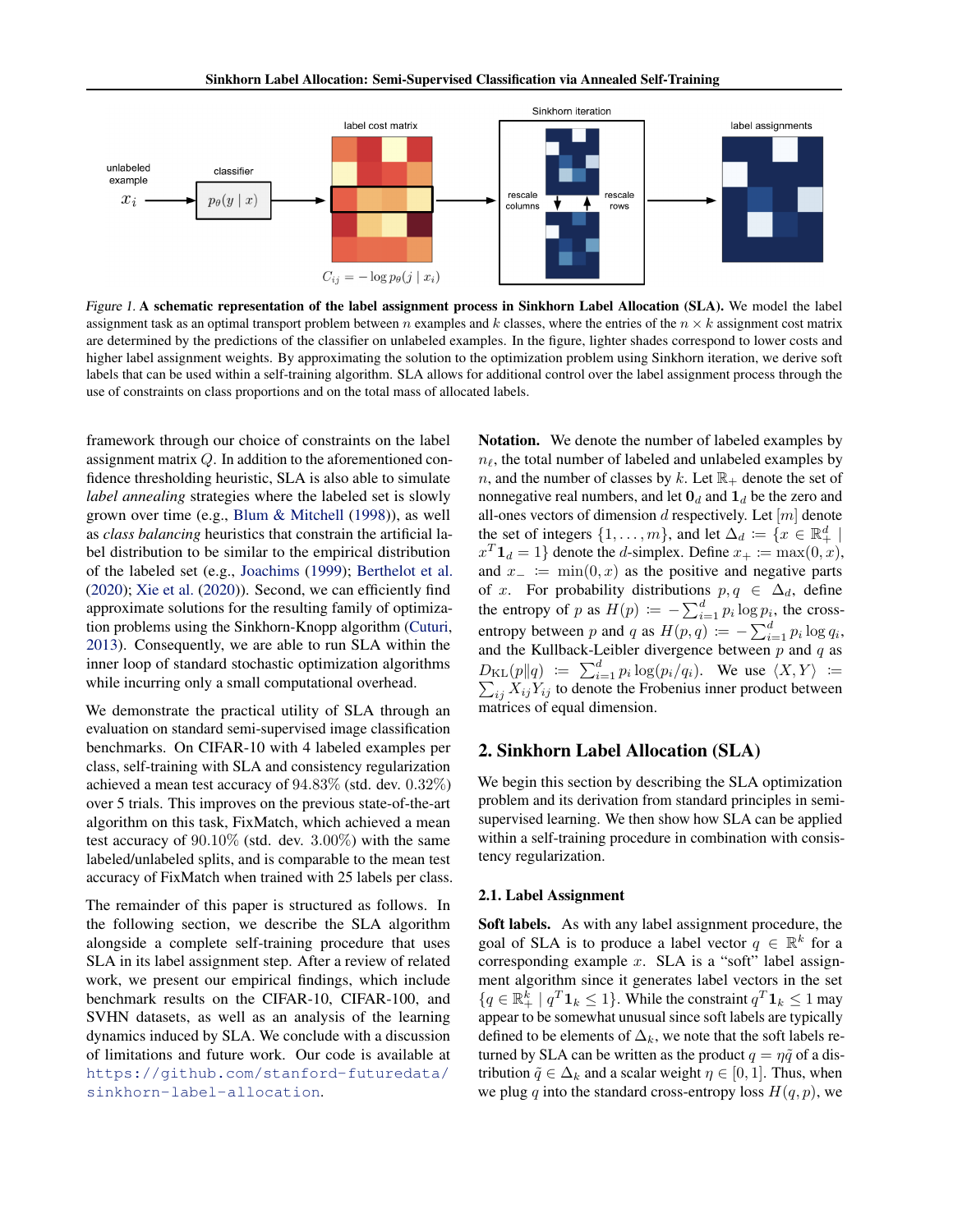Figure 1. **A schematic representation of the label assignment process in Sinkhorn Label Allocation (SLA).** We model the label assignment task as an optimal transport problem between $n$ examples and $k$ classes, where the entries of the $n \times k$ assignment cost matrix are determined by the predictions of the classifier on unlabeled examples. In the figure, lighter shades correspond to lower costs and higher label assignment weights. By approximating the solution to the optimization problem using Sinkhorn iteration, we derive soft labels that can be used within a self-training algorithm. SLA allows for additional control over the label assignment process through the use of constraints on class proportions and on the total mass of allocated labels.

framework through our choice of constraints on the label assignment matrix $Q$. In addition to the aforementioned confidence thresholding heuristic, SLA is also able to simulate *label annealing* strategies where the labeled set is slowly grown over time (e.g., Blum & Mitchell (1998)), as well as *class balancing* heuristics that constrain the artificial label distribution to be similar to the empirical distribution of the labeled set (e.g., Joachims (1999); Berthelot et al. (2020); Xie et al. (2020)). Second, we can efficiently find approximate solutions for the resulting family of optimization problems using the Sinkhorn-Knopp algorithm (Cuturi, 2013). Consequently, we are able to run SLA within the inner loop of standard stochastic optimization algorithms while incurring only a small computational overhead.

We demonstrate the practical utility of SLA through an evaluation on standard semi-supervised image classification benchmarks. On CIFAR-10 with 4 labeled examples per class, self-training with SLA and consistency regularization achieved a mean test accuracy of $94.83\%$ (std. dev. $0.32\%$) over 5 trials. This improves on the previous state-of-the-art algorithm on this task, FixMatch, which achieved a mean test accuracy of $90.10\%$ (std. dev. $3.00\%$) with the same labeled/unlabeled splits, and is comparable to the mean test accuracy of FixMatch when trained with 25 labels per class.

The remainder of this paper is structured as follows. In the following section, we describe the SLA algorithm alongside a complete self-training procedure that uses SLA in its label assignment step. After a review of related work, we present our empirical findings, which include benchmark results on the CIFAR-10, CIFAR-100, and SVHN datasets, as well as an analysis of the learning dynamics induced by SLA. We conclude with a discussion of limitations and future work. Our code is available at https://github.com/stanford-futuredata/sinkhorn-label-allocation.

**Notation.** We denote the number of labeled examples by $n_\ell$, the total number of labeled and unlabeled examples by $n$, and the number of classes by $k$. Let $\mathbb{R}_+$ denote the set of nonnegative real numbers, and let $\mathbf{0}_d$ and $\mathbf{1}_d$ be the zero and all-ones vectors of dimension $d$ respectively. Let $[m]$ denote the set of integers $\{1, \ldots, m\}$, and let $\Delta_d := \{x \in \mathbb{R}_+^d \mid x^T \mathbf{1}_d = 1\}$ denote the $d$-simplex. Define $x_+ := \max(0, x)$, and $x_- := \min(0, x)$ as the positive and negative parts of $x$. For probability distributions $p, q \in \Delta_d$, define the entropy of $p$ as $H(p) := -\sum_{i=1}^d p_i \log p_i$, the cross-entropy between $p$ and $q$ as $H(p, q) := -\sum_{i=1}^d p_i \log q_i$, and the Kullback-Leibler divergence between $p$ and $q$ as $D_{\text{KL}}(p \| q) := \sum_{i=1}^d p_i \log(p_i / q_i)$. We use $\langle X, Y \rangle := \sum_{ij} X_{ij} Y_{ij}$ to denote the Frobenius inner product between matrices of equal dimension.

## 2. Sinkhorn Label Allocation (SLA)

We begin this section by describing the SLA optimization problem and its derivation from standard principles in semi-supervised learning. We then show how SLA can be applied within a self-training procedure in combination with consistency regularization.

### 2.1. Label Assignment

**Soft labels.** As with any label assignment procedure, the goal of SLA is to produce a label vector $q \in \mathbb{R}^k$ for a corresponding example $x$. SLA is a "soft" label assignment algorithm since it generates label vectors in the set $\{q \in \mathbb{R}_+^k \mid q^T \mathbf{1}_k \leq 1\}$. While the constraint $q^T \mathbf{1}_k \leq 1$ may appear to be somewhat unusual since soft labels are typically defined to be elements of $\Delta_k$, we note that the soft labels returned by SLA can be written as the product $q = \eta \tilde{q}$ of a distribution $\tilde{q} \in \Delta_k$ and a scalar weight $\eta \in [0, 1]$. Thus, when we plug $q$ into the standard cross-entropy loss $H(q, p)$, we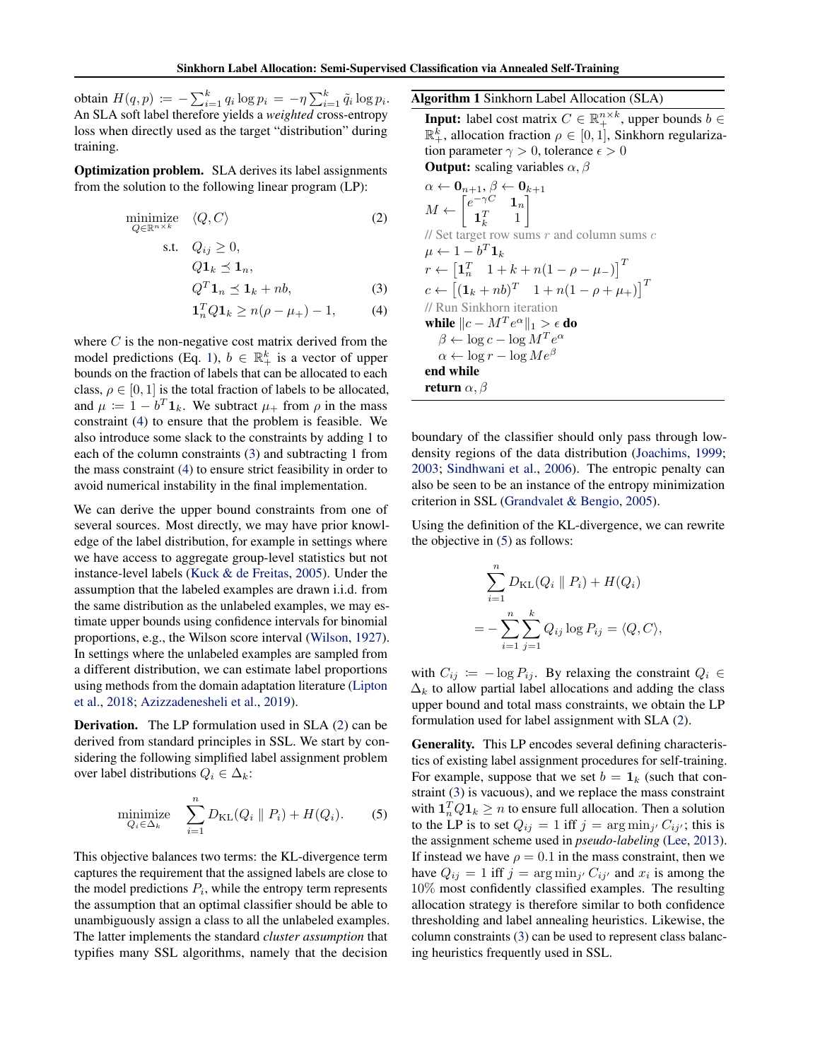obtain $H(q, p) := -\sum_{i=1}^{k} q_i \log p_i = -\eta \sum_{i=1}^{k} \tilde{q}_i \log p_i$. An SLA soft label therefore yields a *weighted* cross-entropy loss when directly used as the target "distribution" during training.

**Optimization problem.** SLA derives its label assignments from the solution to the following linear program (LP):

$$\underset{Q \in \mathbb{R}^{n \times k}}{\text{minimize}} \quad \langle Q, C \rangle \tag{2}$$

$$\begin{aligned}
\text{s.t.} \quad & Q_{ij} \geq 0, \\
& Q \mathbf{1}_k \preceq \mathbf{1}_n, \\
& Q^T \mathbf{1}_n \preceq \mathbf{1}_k + nb, & (3) \\
& \mathbf{1}_n^T Q \mathbf{1}_k \geq n(\rho - \mu_+) - 1, & (4)
\end{aligned}$$

where $C$ is the non-negative cost matrix derived from the model predictions (Eq. 1), $b \in \mathbb{R}_+^k$ is a vector of upper bounds on the fraction of labels that can be allocated to each class, $\rho \in [0, 1]$ is the total fraction of labels to be allocated, and $\mu := 1 - b^T \mathbf{1}_k$. We subtract $\mu_+$ from $\rho$ in the mass constraint (4) to ensure that the problem is feasible. We also introduce some slack to the constraints by adding 1 to each of the column constraints (3) and subtracting 1 from the mass constraint (4) to ensure strict feasibility in order to avoid numerical instability in the final implementation.

We can derive the upper bound constraints from one of several sources. Most directly, we may have prior knowledge of the label distribution, for example in settings where we have access to aggregate group-level statistics but not instance-level labels (Kuck & de Freitas, 2005). Under the assumption that the labeled examples are drawn i.i.d. from the same distribution as the unlabeled examples, we may estimate upper bounds using confidence intervals for binomial proportions, e.g., the Wilson score interval (Wilson, 1927). In settings where the unlabeled examples are sampled from a different distribution, we can estimate label proportions using methods from the domain adaptation literature (Lipton et al., 2018; Azizzadenesheli et al., 2019).

**Derivation.** The LP formulation used in SLA (2) can be derived from standard principles in SSL. We start by considering the following simplified label assignment problem over label distributions $Q_i \in \Delta_k$:

$$\underset{Q_i \in \Delta_k}{\text{minimize}} \quad \sum_{i=1}^{n} D_{\text{KL}}(Q_i \parallel P_i) + H(Q_i). \tag{5}$$

This objective balances two terms: the KL-divergence term captures the requirement that the assigned labels are close to the model predictions $P_i$, while the entropy term represents the assumption that an optimal classifier should be able to unambiguously assign a class to all the unlabeled examples. The latter implements the standard *cluster assumption* that typifies many SSL algorithms, namely that the decision boundary of the classifier should only pass through low-density regions of the data distribution (Joachims, 1999; 2003; Sindhwani et al., 2006). The entropic penalty can also be seen to be an instance of the entropy minimization criterion in SSL (Grandvalet & Bengio, 2005).

---

**Algorithm 1** Sinkhorn Label Allocation (SLA)

**Input:** label cost matrix $C \in \mathbb{R}_+^{n \times k}$, upper bounds $b \in \mathbb{R}_+^k$, allocation fraction $\rho \in [0, 1]$, Sinkhorn regularization parameter $\gamma > 0$, tolerance $\epsilon > 0$
**Output:** scaling variables $\alpha, \beta$

$\alpha \leftarrow \mathbf{0}_{n+1}$, $\beta \leftarrow \mathbf{0}_{k+1}$
$M \leftarrow \begin{bmatrix} e^{-\gamma C} & \mathbf{1}_n \\ \mathbf{1}_k^T & 1 \end{bmatrix}$
// Set target row sums $r$ and column sums $c$
$\mu \leftarrow 1 - b^T \mathbf{1}_k$
$r \leftarrow \begin{bmatrix} \mathbf{1}_n^T & 1 + k + n(1 - \rho - \mu_-) \end{bmatrix}^T$
$c \leftarrow \begin{bmatrix} (\mathbf{1}_k + nb)^T & 1 + n(1 - \rho + \mu_+) \end{bmatrix}^T$
// Run Sinkhorn iteration
**while** $\|c - M^T e^{\alpha}\|_1 > \epsilon$ **do**
  $\beta \leftarrow \log c - \log M^T e^{\alpha}$
  $\alpha \leftarrow \log r - \log M e^{\beta}$
**end while**
**return** $\alpha, \beta$

---

Using the definition of the KL-divergence, we can rewrite the objective in (5) as follows:

$$\begin{aligned}
& \sum_{i=1}^{n} D_{\text{KL}}(Q_i \parallel P_i) + H(Q_i) \\
&= -\sum_{i=1}^{n} \sum_{j=1}^{k} Q_{ij} \log P_{ij} = \langle Q, C \rangle,
\end{aligned}$$

with $C_{ij} := -\log P_{ij}$. By relaxing the constraint $Q_i \in \Delta_k$ to allow partial label allocations and adding the class upper bound and total mass constraints, we obtain the LP formulation used for label assignment with SLA (2).

**Generality.** This LP encodes several defining characteristics of existing label assignment procedures for self-training. For example, suppose that we set $b = \mathbf{1}_k$ (such that constraint (3) is vacuous), and we replace the mass constraint with $\mathbf{1}_n^T Q \mathbf{1}_k \geq n$ to ensure full allocation. Then a solution to the LP is to set $Q_{ij} = 1$ iff $j = \arg\min_{j'} C_{ij'}$; this is the assignment scheme used in *pseudo-labeling* (Lee, 2013). If instead we have $\rho = 0.1$ in the mass constraint, then we have $Q_{ij} = 1$ iff $j = \arg\min_{j'} C_{ij'}$ and $x_i$ is among the $10\%$ most confidently classified examples. The resulting allocation strategy is therefore similar to both confidence thresholding and label annealing heuristics. Likewise, the column constraints (3) can be used to represent class balancing heuristics frequently used in SSL.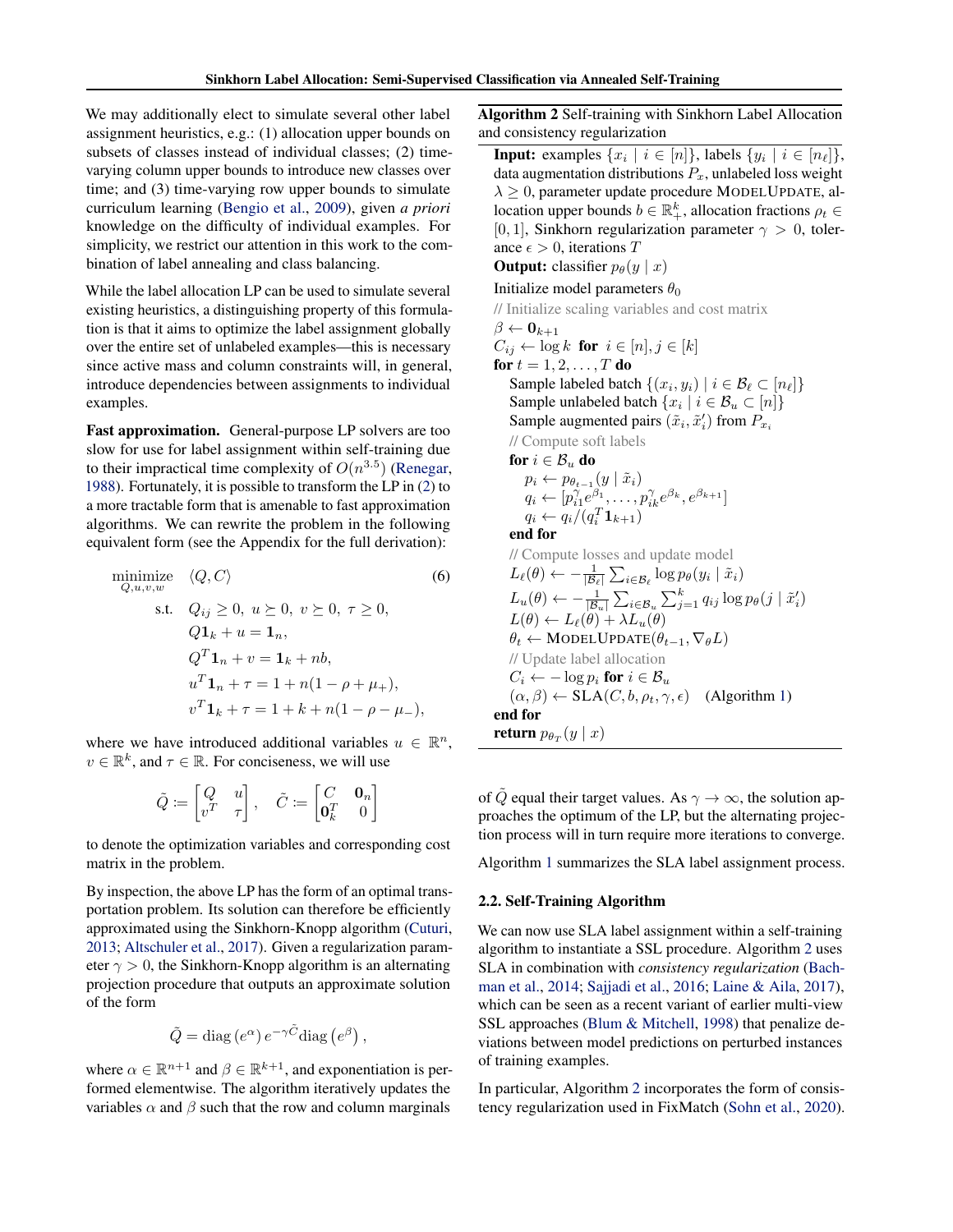We may additionally elect to simulate several other label assignment heuristics, e.g.: (1) allocation upper bounds on subsets of classes instead of individual classes; (2) time-varying column upper bounds to introduce new classes over time; and (3) time-varying row upper bounds to simulate curriculum learning (Bengio et al., 2009), given *a priori* knowledge on the difficulty of individual examples. For simplicity, we restrict our attention in this work to the combination of label annealing and class balancing.

While the label allocation LP can be used to simulate several existing heuristics, a distinguishing property of this formulation is that it aims to optimize the label assignment globally over the entire set of unlabeled examples—this is necessary since active mass and column constraints will, in general, introduce dependencies between assignments to individual examples.

**Fast approximation.** General-purpose LP solvers are too slow for use for label assignment within self-training due to their impractical time complexity of $O(n^{3.5})$ (Renegar, 1988). Fortunately, it is possible to transform the LP in (2) to a more tractable form that is amenable to fast approximation algorithms. We can rewrite the problem in the following equivalent form (see the Appendix for the full derivation):

$$
\begin{aligned}
\underset{Q,u,v,w}{\text{minimize}} \quad & \langle Q, C \rangle && (6) \\
\text{s.t.} \quad & Q_{ij} \geq 0,\ u \succeq 0,\ v \succeq 0,\ \tau \geq 0, \\
& Q\mathbf{1}_k + u = \mathbf{1}_n, \\
& Q^T\mathbf{1}_n + v = \mathbf{1}_k + nb, \\
& u^T\mathbf{1}_n + \tau = 1 + n(1 - \rho + \mu_+), \\
& v^T\mathbf{1}_k + \tau = 1 + k + n(1 - \rho - \mu_-),
\end{aligned}
$$

where we have introduced additional variables $u \in \mathbb{R}^n$, $v \in \mathbb{R}^k$, and $\tau \in \mathbb{R}$. For conciseness, we will use

$$
\tilde{Q} := \begin{bmatrix} Q & u \\ v^T & \tau \end{bmatrix}, \quad \tilde{C} := \begin{bmatrix} C & \mathbf{0}_n \\ \mathbf{0}_k^T & 0 \end{bmatrix}
$$

to denote the optimization variables and corresponding cost matrix in the problem.

By inspection, the above LP has the form of an optimal transportation problem. Its solution can therefore be efficiently approximated using the Sinkhorn-Knopp algorithm (Cuturi, 2013; Altschuler et al., 2017). Given a regularization parameter $\gamma > 0$, the Sinkhorn-Knopp algorithm is an alternating projection procedure that outputs an approximate solution of the form

$$
\tilde{Q} = \operatorname{diag}\left(e^{\alpha}\right) e^{-\gamma \tilde{C}} \operatorname{diag}\left(e^{\beta}\right),
$$

where $\alpha \in \mathbb{R}^{n+1}$ and $\beta \in \mathbb{R}^{k+1}$, and exponentiation is performed elementwise. The algorithm iteratively updates the variables $\alpha$ and $\beta$ such that the row and column marginals of $\tilde{Q}$ equal their target values. As $\gamma \to \infty$, the solution approaches the optimum of the LP, but the alternating projection process will in turn require more iterations to converge.

Algorithm 1 summarizes the SLA label assignment process.

**Algorithm 2** Self-training with Sinkhorn Label Allocation and consistency regularization

**Input:** examples $\{x_i \mid i \in [n]\}$, labels $\{y_i \mid i \in [n_\ell]\}$, data augmentation distributions $P_x$, unlabeled loss weight $\lambda \geq 0$, parameter update procedure ModelUpdate, allocation upper bounds $b \in \mathbb{R}_+^k$, allocation fractions $\rho_t \in [0, 1]$, Sinkhorn regularization parameter $\gamma > 0$, tolerance $\epsilon > 0$, iterations $T$

**Output:** classifier $p_\theta(y \mid x)$

```
Initialize model parameters θ_0
// Initialize scaling variables and cost matrix
β ← 0_{k+1}
C_ij ← log k  for i ∈ [n], j ∈ [k]
for t = 1, 2, ..., T do
    Sample labeled batch {(x_i, y_i) | i ∈ B_ℓ ⊂ [n_ℓ]}
    Sample unlabeled batch {x_i | i ∈ B_u ⊂ [n]}
    Sample augmented pairs (x̃_i, x̃'_i) from P_{x_i}
    // Compute soft labels
    for i ∈ B_u do
        p_i ← p_{θ_{t-1}}(y | x̃_i)
        q_i ← [p_{i1}^γ e^{β_1}, ..., p_{ik}^γ e^{β_k}, e^{β_{k+1}}]
        q_i ← q_i / (q_i^T 1_{k+1})
    end for
    // Compute losses and update model
    L_ℓ(θ) ← -(1/|B_ℓ|) Σ_{i∈B_ℓ} log p_θ(y_i | x̃_i)
    L_u(θ) ← -(1/|B_u|) Σ_{i∈B_u} Σ_{j=1}^{k} q_ij log p_θ(j | x̃'_i)
    L(θ) ← L_ℓ(θ) + λ L_u(θ)
    θ_t ← ModelUpdate(θ_{t-1}, ∇_θ L)
    // Update label allocation
    C_i ← -log p_i  for i ∈ B_u
    (α, β) ← SLA(C, b, ρ_t, γ, ϵ)    (Algorithm 1)
end for
return p_{θ_T}(y | x)
```

### 2.2. Self-Training Algorithm

We can now use SLA label assignment within a self-training algorithm to instantiate a SSL procedure. Algorithm 2 uses SLA in combination with *consistency regularization* (Bachman et al., 2014; Sajjadi et al., 2016; Laine & Aila, 2017), which can be seen as a recent variant of earlier multi-view SSL approaches (Blum & Mitchell, 1998) that penalize deviations between model predictions on perturbed instances of training examples.

In particular, Algorithm 2 incorporates the form of consistency regularization used in FixMatch (Sohn et al., 2020).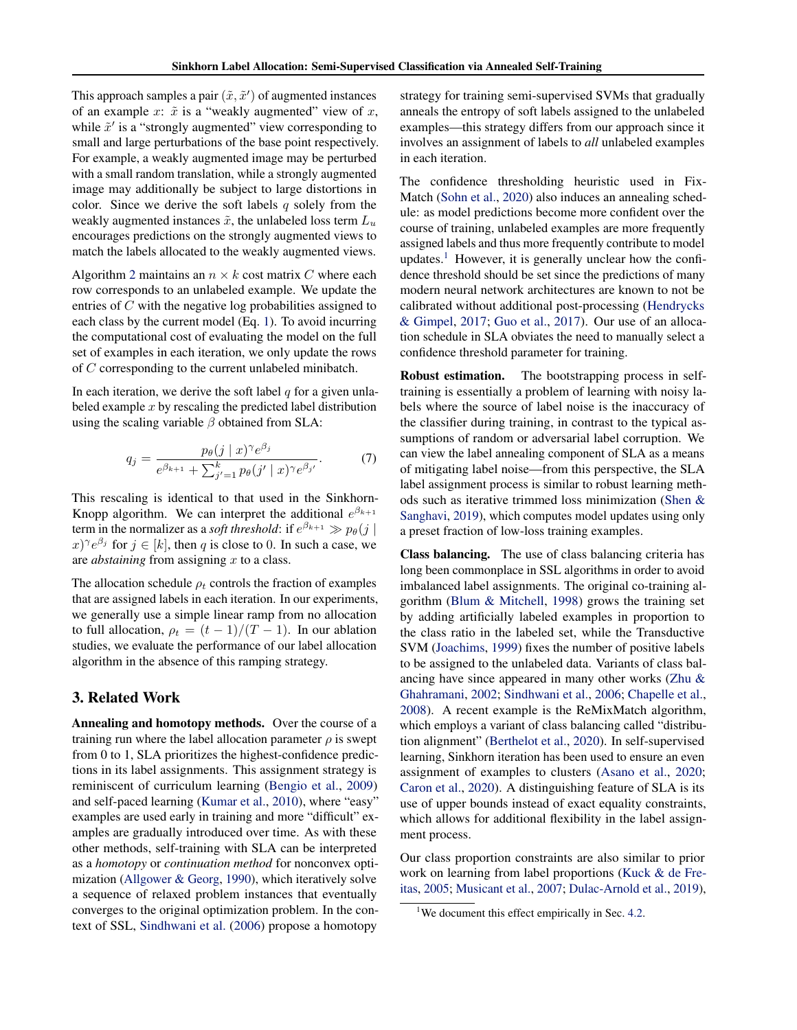This approach samples a pair $(\tilde{x}, \tilde{x}')$ of augmented instances of an example $x$: $\tilde{x}$ is a "weakly augmented" view of $x$, while $\tilde{x}'$ is a "strongly augmented" view corresponding to small and large perturbations of the base point respectively. For example, a weakly augmented image may be perturbed with a small random translation, while a strongly augmented image may additionally be subject to large distortions in color. Since we derive the soft labels $q$ solely from the weakly augmented instances $\tilde{x}$, the unlabeled loss term $L_u$ encourages predictions on the strongly augmented views to match the labels allocated to the weakly augmented views.

Algorithm 2 maintains an $n \times k$ cost matrix $C$ where each row corresponds to an unlabeled example. We update the entries of $C$ with the negative log probabilities assigned to each class by the current model (Eq. 1). To avoid incurring the computational cost of evaluating the model on the full set of examples in each iteration, we only update the rows of $C$ corresponding to the current unlabeled minibatch.

In each iteration, we derive the soft label $q$ for a given unlabeled example $x$ by rescaling the predicted label distribution using the scaling variable $\beta$ obtained from SLA:

$$q_j = \frac{p_\theta(j \mid x)^\gamma e^{\beta_j}}{e^{\beta_{k+1}} + \sum_{j'=1}^{k} p_\theta(j' \mid x)^\gamma e^{\beta_{j'}}}. \tag{7}$$

This rescaling is identical to that used in the Sinkhorn-Knopp algorithm. We can interpret the additional $e^{\beta_{k+1}}$ term in the normalizer as a *soft threshold*: if $e^{\beta_{k+1}} \gg p_\theta(j \mid x)^\gamma e^{\beta_j}$ for $j \in [k]$, then $q$ is close to 0. In such a case, we are *abstaining* from assigning $x$ to a class.

The allocation schedule $\rho_t$ controls the fraction of examples that are assigned labels in each iteration. In our experiments, we generally use a simple linear ramp from no allocation to full allocation, $\rho_t = (t-1)/(T-1)$. In our ablation studies, we evaluate the performance of our label allocation algorithm in the absence of this ramping strategy.

## 3. Related Work

**Annealing and homotopy methods.** Over the course of a training run where the label allocation parameter $\rho$ is swept from 0 to 1, SLA prioritizes the highest-confidence predictions in its label assignments. This assignment strategy is reminiscent of curriculum learning (Bengio et al., 2009) and self-paced learning (Kumar et al., 2010), where "easy" examples are used early in training and more "difficult" examples are gradually introduced over time. As with these other methods, self-training with SLA can be interpreted as a *homotopy* or *continuation method* for nonconvex optimization (Allgower & Georg, 1990), which iteratively solve a sequence of relaxed problem instances that eventually converges to the original optimization problem. In the context of SSL, Sindhwani et al. (2006) propose a homotopy strategy for training semi-supervised SVMs that gradually anneals the entropy of soft labels assigned to the unlabeled examples—this strategy differs from our approach since it involves an assignment of labels to *all* unlabeled examples in each iteration.

The confidence thresholding heuristic used in FixMatch (Sohn et al., 2020) also induces an annealing schedule: as model predictions become more confident over the course of training, unlabeled examples are more frequently assigned labels and thus more frequently contribute to model updates.[1] However, it is generally unclear how the confidence threshold should be set since the predictions of many modern neural network architectures are known to not be calibrated without additional post-processing (Hendrycks & Gimpel, 2017; Guo et al., 2017). Our use of an allocation schedule in SLA obviates the need to manually select a confidence threshold parameter for training.

**Robust estimation.** The bootstrapping process in self-training is essentially a problem of learning with noisy labels where the source of label noise is the inaccuracy of the classifier during training, in contrast to the typical assumptions of random or adversarial label corruption. We can view the label annealing component of SLA as a means of mitigating label noise—from this perspective, the SLA label assignment process is similar to robust learning methods such as iterative trimmed loss minimization (Shen & Sanghavi, 2019), which computes model updates using only a preset fraction of low-loss training examples.

**Class balancing.** The use of class balancing criteria has long been commonplace in SSL algorithms in order to avoid imbalanced label assignments. The original co-training algorithm (Blum & Mitchell, 1998) grows the training set by adding artificially labeled examples in proportion to the class ratio in the labeled set, while the Transductive SVM (Joachims, 1999) fixes the number of positive labels to be assigned to the unlabeled data. Variants of class balancing have since appeared in many other works (Zhu & Ghahramani, 2002; Sindhwani et al., 2006; Chapelle et al., 2008). A recent example is the ReMixMatch algorithm, which employs a variant of class balancing called "distribution alignment" (Berthelot et al., 2020). In self-supervised learning, Sinkhorn iteration has been used to ensure an even assignment of examples to clusters (Asano et al., 2020; Caron et al., 2020). A distinguishing feature of SLA is its use of upper bounds instead of exact equality constraints, which allows for additional flexibility in the label assignment process.

Our class proportion constraints are also similar to prior work on learning from label proportions (Kuck & de Freitas, 2005; Musicant et al., 2007; Dulac-Arnold et al., 2019),

[1] We document this effect empirically in Sec. 4.2.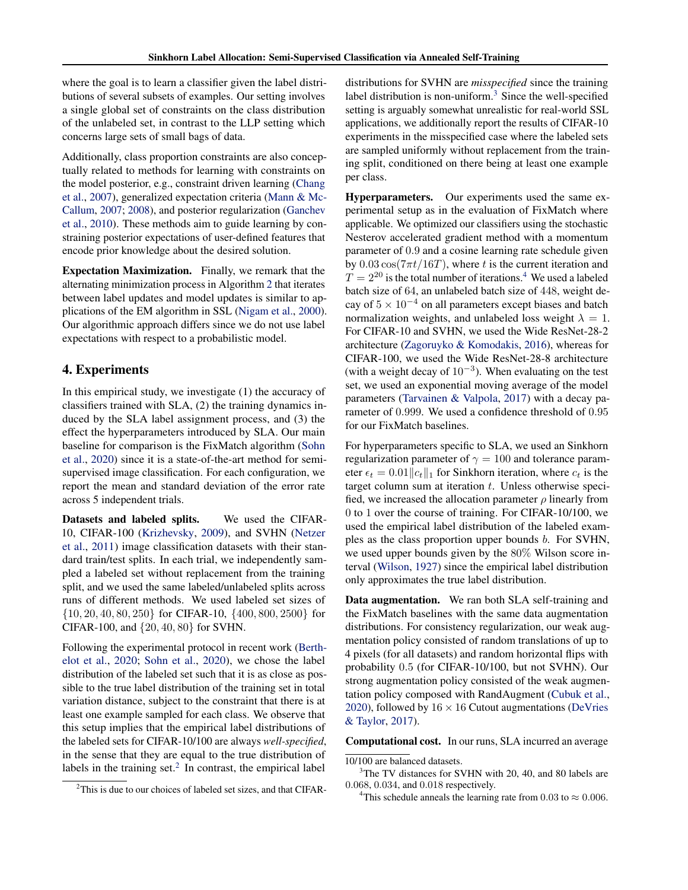where the goal is to learn a classifier given the label distributions of several subsets of examples. Our setting involves a single global set of constraints on the class distribution of the unlabeled set, in contrast to the LLP setting which concerns large sets of small bags of data.

Additionally, class proportion constraints are also conceptually related to methods for learning with constraints on the model posterior, e.g., constraint driven learning (Chang et al., 2007), generalized expectation criteria (Mann & McCallum, 2007; 2008), and posterior regularization (Ganchev et al., 2010). These methods aim to guide learning by constraining posterior expectations of user-defined features that encode prior knowledge about the desired solution.

**Expectation Maximization.** Finally, we remark that the alternating minimization process in Algorithm 2 that iterates between label updates and model updates is similar to applications of the EM algorithm in SSL (Nigam et al., 2000). Our algorithmic approach differs since we do not use label expectations with respect to a probabilistic model.

## 4. Experiments

In this empirical study, we investigate (1) the accuracy of classifiers trained with SLA, (2) the training dynamics induced by the SLA label assignment process, and (3) the effect the hyperparameters introduced by SLA. Our main baseline for comparison is the FixMatch algorithm (Sohn et al., 2020) since it is a state-of-the-art method for semi-supervised image classification. For each configuration, we report the mean and standard deviation of the error rate across 5 independent trials.

**Datasets and labeled splits.** We used the CIFAR-10, CIFAR-100 (Krizhevsky, 2009), and SVHN (Netzer et al., 2011) image classification datasets with their standard train/test splits. In each trial, we independently sampled a labeled set without replacement from the training split, and we used the same labeled/unlabeled splits across runs of different methods. We used labeled set sizes of $\{10, 20, 40, 80, 250\}$ for CIFAR-10, $\{400, 800, 2500\}$ for CIFAR-100, and $\{20, 40, 80\}$ for SVHN.

Following the experimental protocol in recent work (Berthelot et al., 2020; Sohn et al., 2020), we chose the label distribution of the labeled set such that it is as close as possible to the true label distribution of the training set in total variation distance, subject to the constraint that there is at least one example sampled for each class. We observe that this setup implies that the empirical label distributions of the labeled sets for CIFAR-10/100 are always *well-specified*, in the sense that they are equal to the true distribution of labels in the training set.[2] In contrast, the empirical label distributions for SVHN are *misspecified* since the training label distribution is non-uniform.[3] Since the well-specified setting is arguably somewhat unrealistic for real-world SSL applications, we additionally report the results of CIFAR-10 experiments in the misspecified case where the labeled sets are sampled uniformly without replacement from the training split, conditioned on there being at least one example per class.

**Hyperparameters.** Our experiments used the same experimental setup as in the evaluation of FixMatch where applicable. We optimized our classifiers using the stochastic Nesterov accelerated gradient method with a momentum parameter of 0.9 and a cosine learning rate schedule given by $0.03 \cos(7\pi t/16T)$, where $t$ is the current iteration and $T = 2^{20}$ is the total number of iterations.[4] We used a labeled batch size of 64, an unlabeled batch size of 448, weight decay of $5 \times 10^{-4}$ on all parameters except biases and batch normalization weights, and unlabeled loss weight $\lambda = 1$. For CIFAR-10 and SVHN, we used the Wide ResNet-28-2 architecture (Zagoruyko & Komodakis, 2016), whereas for CIFAR-100, we used the Wide ResNet-28-8 architecture (with a weight decay of $10^{-3}$). When evaluating on the test set, we used an exponential moving average of the model parameters (Tarvainen & Valpola, 2017) with a decay parameter of 0.999. We used a confidence threshold of 0.95 for our FixMatch baselines.

For hyperparameters specific to SLA, we used an Sinkhorn regularization parameter of $\gamma = 100$ and tolerance parameter $\epsilon_t = 0.01\|c_t\|_1$ for Sinkhorn iteration, where $c_t$ is the target column sum at iteration $t$. Unless otherwise specified, we increased the allocation parameter $\rho$ linearly from 0 to 1 over the course of training. For CIFAR-10/100, we used the empirical label distribution of the labeled examples as the class proportion upper bounds $b$. For SVHN, we used upper bounds given by the 80% Wilson score interval (Wilson, 1927) since the empirical label distribution only approximates the true label distribution.

**Data augmentation.** We ran both SLA self-training and the FixMatch baselines with the same data augmentation distributions. For consistency regularization, our weak augmentation policy consisted of random translations of up to 4 pixels (for all datasets) and random horizontal flips with probability 0.5 (for CIFAR-10/100, but not SVHN). Our strong augmentation policy consisted of the weak augmentation policy composed with RandAugment (Cubuk et al., 2020), followed by $16 \times 16$ Cutout augmentations (DeVries & Taylor, 2017).

**Computational cost.** In our runs, SLA incurred an average

[2] This is due to our choices of labeled set sizes, and that CIFAR-10/100 are balanced datasets.

[3] The TV distances for SVHN with 20, 40, and 80 labels are 0.068, 0.034, and 0.018 respectively.

[4] This schedule anneals the learning rate from 0.03 to $\approx 0.006$.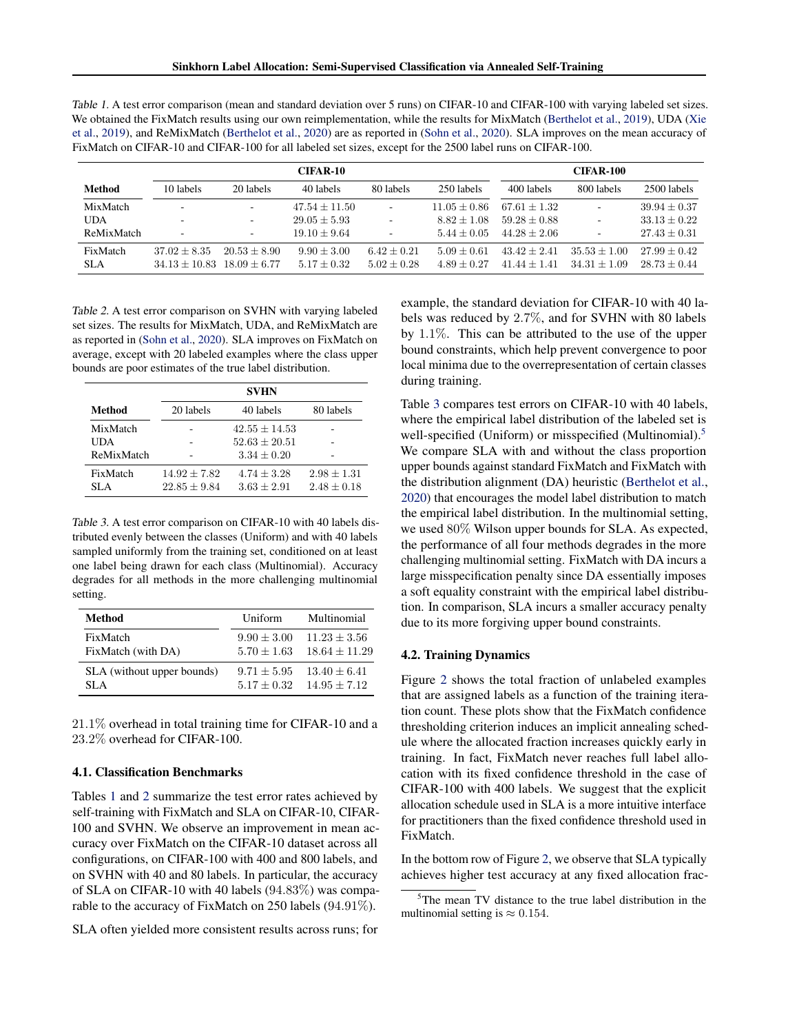*Table 1.* A test error comparison (mean and standard deviation over 5 runs) on CIFAR-10 and CIFAR-100 with varying labeled set sizes. We obtained the FixMatch results using our own reimplementation, while the results for MixMatch (Berthelot et al., 2019), UDA (Xie et al., 2019), and ReMixMatch (Berthelot et al., 2020) are as reported in (Sohn et al., 2020). SLA improves on the mean accuracy of FixMatch on CIFAR-10 and CIFAR-100 for all labeled set sizes, except for the 2500 label runs on CIFAR-100.

| | CIFAR-10 | | | | | CIFAR-100 | | |
|---|---|---|---|---|---|---|---|---|
| **Method** | 10 labels | 20 labels | 40 labels | 80 labels | 250 labels | 400 labels | 800 labels | 2500 labels |
| MixMatch | - | - | $47.54 \pm 11.50$ | - | $11.05 \pm 0.86$ | $67.61 \pm 1.32$ | - | $39.94 \pm 0.37$ |
| UDA | - | - | $29.05 \pm 5.93$ | - | $8.82 \pm 1.08$ | $59.28 \pm 0.88$ | - | $33.13 \pm 0.22$ |
| ReMixMatch | - | - | $19.10 \pm 9.64$ | - | $5.44 \pm 0.05$ | $44.28 \pm 2.06$ | - | $27.43 \pm 0.31$ |
| FixMatch | $37.02 \pm 8.35$ | $20.53 \pm 8.90$ | $9.90 \pm 3.00$ | $6.42 \pm 0.21$ | $5.09 \pm 0.61$ | $43.42 \pm 2.41$ | $35.53 \pm 1.00$ | $27.99 \pm 0.42$ |
| SLA | $34.13 \pm 10.83$ | $18.09 \pm 6.77$ | $5.17 \pm 0.32$ | $5.02 \pm 0.28$ | $4.89 \pm 0.27$ | $41.44 \pm 1.41$ | $34.31 \pm 1.09$ | $28.73 \pm 0.44$ |

*Table 2.* A test error comparison on SVHN with varying labeled set sizes. The results for MixMatch, UDA, and ReMixMatch are as reported in (Sohn et al., 2020). SLA improves on FixMatch on average, except with 20 labeled examples where the class upper bounds are poor estimates of the true label distribution.

| | SVHN | | |
|---|---|---|---|
| **Method** | 20 labels | 40 labels | 80 labels |
| MixMatch | - | $42.55 \pm 14.53$ | - |
| UDA | - | $52.63 \pm 20.51$ | - |
| ReMixMatch | - | $3.34 \pm 0.20$ | - |
| FixMatch | $14.92 \pm 7.82$ | $4.74 \pm 3.28$ | $2.98 \pm 1.31$ |
| SLA | $22.85 \pm 9.84$ | $3.63 \pm 2.91$ | $2.48 \pm 0.18$ |

*Table 3.* A test error comparison on CIFAR-10 with 40 labels distributed evenly between the classes (Uniform) and with 40 labels sampled uniformly from the training set, conditioned on at least one label being drawn for each class (Multinomial). Accuracy degrades for all methods in the more challenging multinomial setting.

| **Method** | Uniform | Multinomial |
|---|---|---|
| FixMatch | $9.90 \pm 3.00$ | $11.23 \pm 3.56$ |
| FixMatch (with DA) | $5.70 \pm 1.63$ | $18.64 \pm 11.29$ |
| SLA (without upper bounds) | $9.71 \pm 5.95$ | $13.40 \pm 6.41$ |
| SLA | $5.17 \pm 0.32$ | $14.95 \pm 7.12$ |

21.1% overhead in total training time for CIFAR-10 and a 23.2% overhead for CIFAR-100.

### 4.1. Classification Benchmarks

Tables 1 and 2 summarize the test error rates achieved by self-training with FixMatch and SLA on CIFAR-10, CIFAR-100 and SVHN. We observe an improvement in mean accuracy over FixMatch on the CIFAR-10 dataset across all configurations, on CIFAR-100 with 400 and 800 labels, and on SVHN with 40 and 80 labels. In particular, the accuracy of SLA on CIFAR-10 with 40 labels (94.83%) was comparable to the accuracy of FixMatch on 250 labels (94.91%).

SLA often yielded more consistent results across runs; for example, the standard deviation for CIFAR-10 with 40 labels was reduced by 2.7%, and for SVHN with 80 labels by 1.1%. This can be attributed to the use of the upper bound constraints, which help prevent convergence to poor local minima due to the overrepresentation of certain classes during training.

Table 3 compares test errors on CIFAR-10 with 40 labels, where the empirical label distribution of the labeled set is well-specified (Uniform) or misspecified (Multinomial).[5] We compare SLA with and without the class proportion upper bounds against standard FixMatch and FixMatch with the distribution alignment (DA) heuristic (Berthelot et al., 2020) that encourages the model label distribution to match the empirical label distribution. In the multinomial setting, we used 80% Wilson upper bounds for SLA. As expected, the performance of all four methods degrades in the more challenging multinomial setting. FixMatch with DA incurs a large misspecification penalty since DA essentially imposes a soft equality constraint with the empirical label distribution. In comparison, SLA incurs a smaller accuracy penalty due to its more forgiving upper bound constraints.

### 4.2. Training Dynamics

Figure 2 shows the total fraction of unlabeled examples that are assigned labels as a function of the training iteration count. These plots show that the FixMatch confidence thresholding criterion induces an implicit annealing schedule where the allocated fraction increases quickly early in training. In fact, FixMatch never reaches full label allocation with its fixed confidence threshold in the case of CIFAR-100 with 400 labels. We suggest that the explicit allocation schedule used in SLA is a more intuitive interface for practitioners than the fixed confidence threshold used in FixMatch.

In the bottom row of Figure 2, we observe that SLA typically achieves higher test accuracy at any fixed allocation frac-

[5] The mean TV distance to the true label distribution in the multinomial setting is $\approx 0.154$.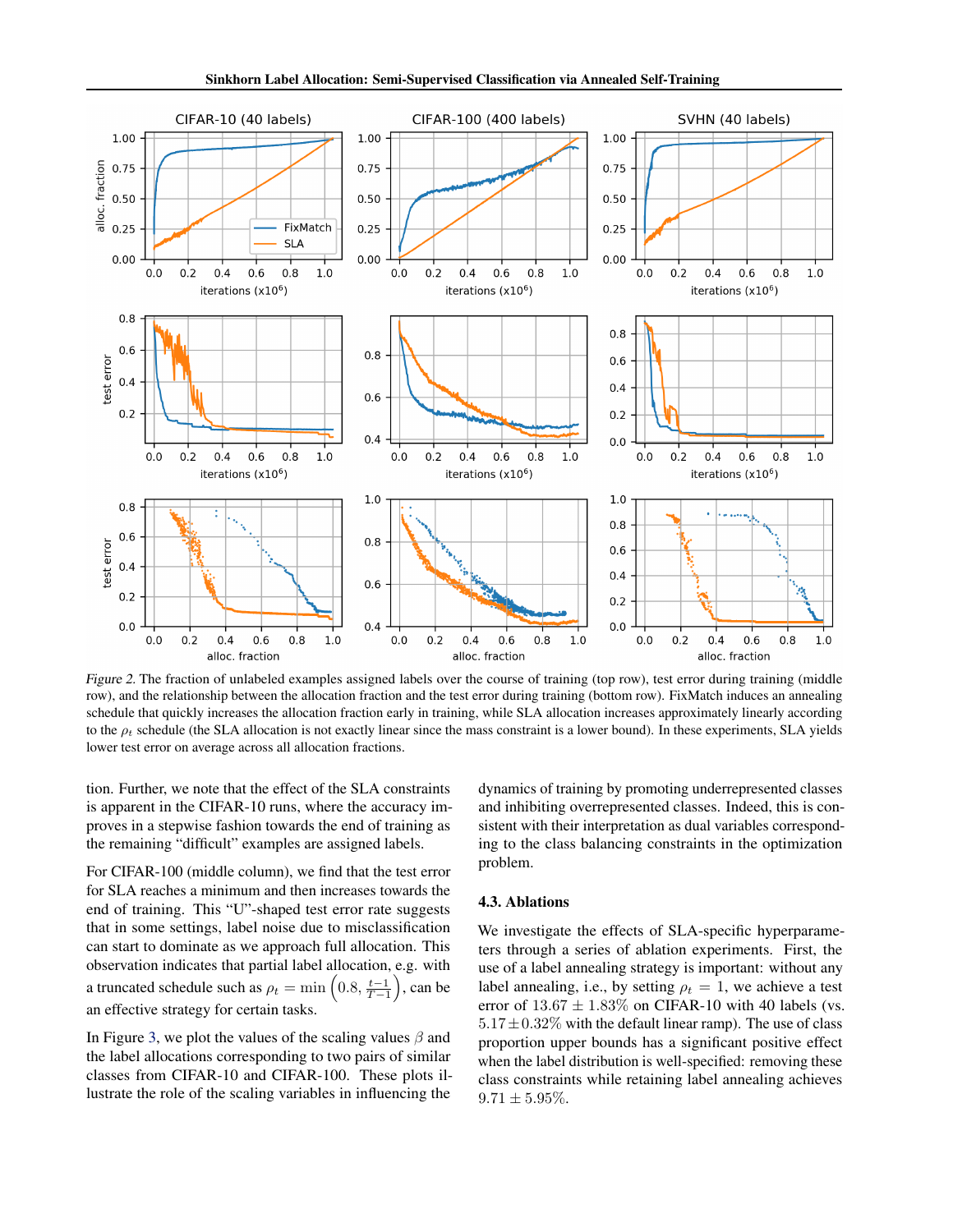*Figure 2.* The fraction of unlabeled examples assigned labels over the course of training (top row), test error during training (middle row), and the relationship between the allocation fraction and the test error during training (bottom row). FixMatch induces an annealing schedule that quickly increases the allocation fraction early in training, while SLA allocation increases approximately linearly according to the $\rho_t$ schedule (the SLA allocation is not exactly linear since the mass constraint is a lower bound). In these experiments, SLA yields lower test error on average across all allocation fractions.

tion. Further, we note that the effect of the SLA constraints is apparent in the CIFAR-10 runs, where the accuracy improves in a stepwise fashion towards the end of training as the remaining "difficult" examples are assigned labels.

For CIFAR-100 (middle column), we find that the test error for SLA reaches a minimum and then increases towards the end of training. This "U"-shaped test error rate suggests that in some settings, label noise due to misclassification can start to dominate as we approach full allocation. This observation indicates that partial label allocation, e.g. with a truncated schedule such as $\rho_t = \min\left(0.8, \frac{t-1}{T-1}\right)$, can be an effective strategy for certain tasks.

In Figure 3, we plot the values of the scaling values $\beta$ and the label allocations corresponding to two pairs of similar classes from CIFAR-10 and CIFAR-100. These plots illustrate the role of the scaling variables in influencing the dynamics of training by promoting underrepresented classes and inhibiting overrepresented classes. Indeed, this is consistent with their interpretation as dual variables corresponding to the class balancing constraints in the optimization problem.

### 4.3. Ablations

We investigate the effects of SLA-specific hyperparameters through a series of ablation experiments. First, the use of a label annealing strategy is important: without any label annealing, i.e., by setting $\rho_t = 1$, we achieve a test error of $13.67 \pm 1.83\%$ on CIFAR-10 with 40 labels (vs. $5.17 \pm 0.32\%$ with the default linear ramp). The use of class proportion upper bounds has a significant positive effect when the label distribution is well-specified: removing these class constraints while retaining label annealing achieves $9.71 \pm 5.95\%$.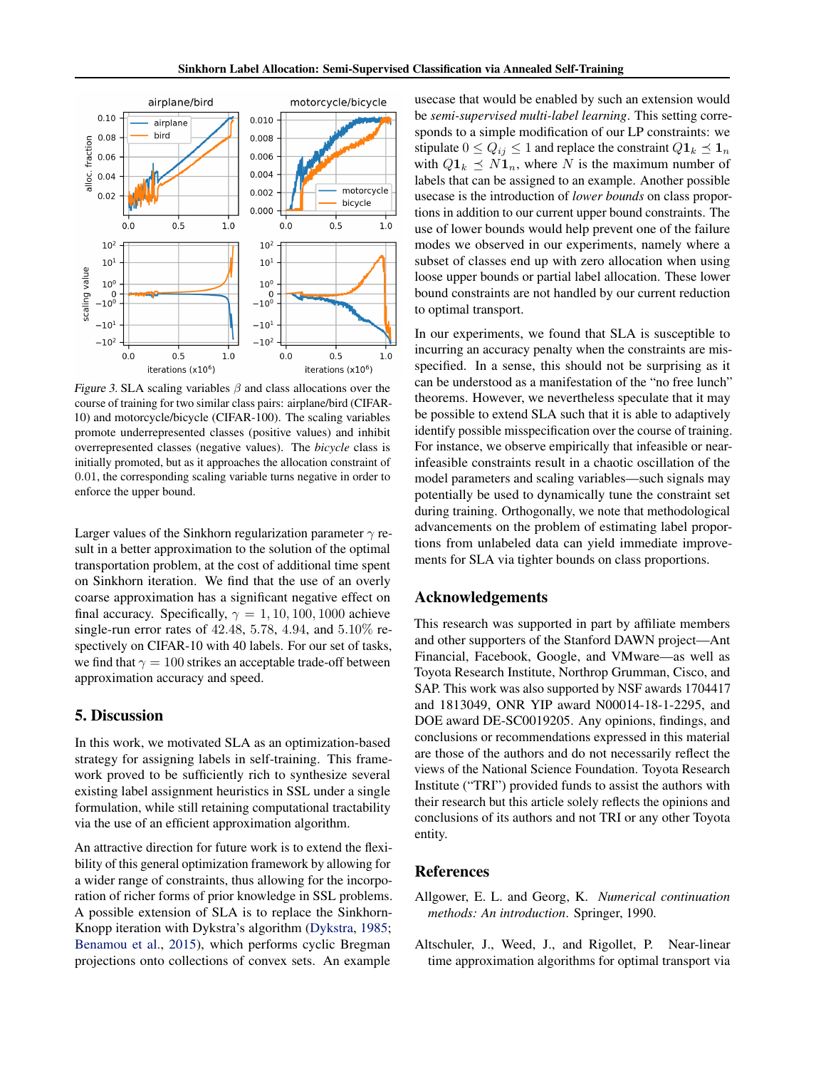*Figure 3.* SLA scaling variables $\beta$ and class allocations over the course of training for two similar class pairs: airplane/bird (CIFAR-10) and motorcycle/bicycle (CIFAR-100). The scaling variables promote underrepresented classes (positive values) and inhibit overrepresented classes (negative values). The *bicycle* class is initially promoted, but as it approaches the allocation constraint of 0.01, the corresponding scaling variable turns negative in order to enforce the upper bound.

Larger values of the Sinkhorn regularization parameter $\gamma$ result in a better approximation to the solution of the optimal transportation problem, at the cost of additional time spent on Sinkhorn iteration. We find that the use of an overly coarse approximation has a significant negative effect on final accuracy. Specifically, $\gamma = 1, 10, 100, 1000$ achieve single-run error rates of 42.48, 5.78, 4.94, and 5.10% respectively on CIFAR-10 with 40 labels. For our set of tasks, we find that $\gamma = 100$ strikes an acceptable trade-off between approximation accuracy and speed.

## 5. Discussion

In this work, we motivated SLA as an optimization-based strategy for assigning labels in self-training. This framework proved to be sufficiently rich to synthesize several existing label assignment heuristics in SSL under a single formulation, while still retaining computational tractability via the use of an efficient approximation algorithm.

An attractive direction for future work is to extend the flexibility of this general optimization framework by allowing for a wider range of constraints, thus allowing for the incorporation of richer forms of prior knowledge in SSL problems. A possible extension of SLA is to replace the Sinkhorn-Knopp iteration with Dykstra's algorithm (Dykstra, 1985; Benamou et al., 2015), which performs cyclic Bregman projections onto collections of convex sets. An example usecase that would be enabled by such an extension would be *semi-supervised multi-label learning*. This setting corresponds to a simple modification of our LP constraints: we stipulate $0 \leq Q_{ij} \leq 1$ and replace the constraint $Q\mathbf{1}_k \preceq \mathbf{1}_n$ with $Q\mathbf{1}_k \preceq N\mathbf{1}_n$, where $N$ is the maximum number of labels that can be assigned to an example. Another possible usecase is the introduction of *lower bounds* on class proportions in addition to our current upper bound constraints. The use of lower bounds would help prevent one of the failure modes we observed in our experiments, namely where a subset of classes end up with zero allocation when using loose upper bounds or partial label allocation. These lower bound constraints are not handled by our current reduction to optimal transport.

In our experiments, we found that SLA is susceptible to incurring an accuracy penalty when the constraints are misspecified. In a sense, this should not be surprising as it can be understood as a manifestation of the "no free lunch" theorems. However, we nevertheless speculate that it may be possible to extend SLA such that it is able to adaptively identify possible misspecification over the course of training. For instance, we observe empirically that infeasible or near-infeasible constraints result in a chaotic oscillation of the model parameters and scaling variables—such signals may potentially be used to dynamically tune the constraint set during training. Orthogonally, we note that methodological advancements on the problem of estimating label proportions from unlabeled data can yield immediate improvements for SLA via tighter bounds on class proportions.

## Acknowledgements

This research was supported in part by affiliate members and other supporters of the Stanford DAWN project—Ant Financial, Facebook, Google, and VMware—as well as Toyota Research Institute, Northrop Grumman, Cisco, and SAP. This work was also supported by NSF awards 1704417 and 1813049, ONR YIP award N00014-18-1-2295, and DOE award DE-SC0019205. Any opinions, findings, and conclusions or recommendations expressed in this material are those of the authors and do not necessarily reflect the views of the National Science Foundation. Toyota Research Institute ("TRI") provided funds to assist the authors with their research but this article solely reflects the opinions and conclusions of its authors and not TRI or any other Toyota entity.

## References

Allgower, E. L. and Georg, K. *Numerical continuation methods: An introduction*. Springer, 1990.

Altschuler, J., Weed, J., and Rigollet, P. Near-linear time approximation algorithms for optimal transport via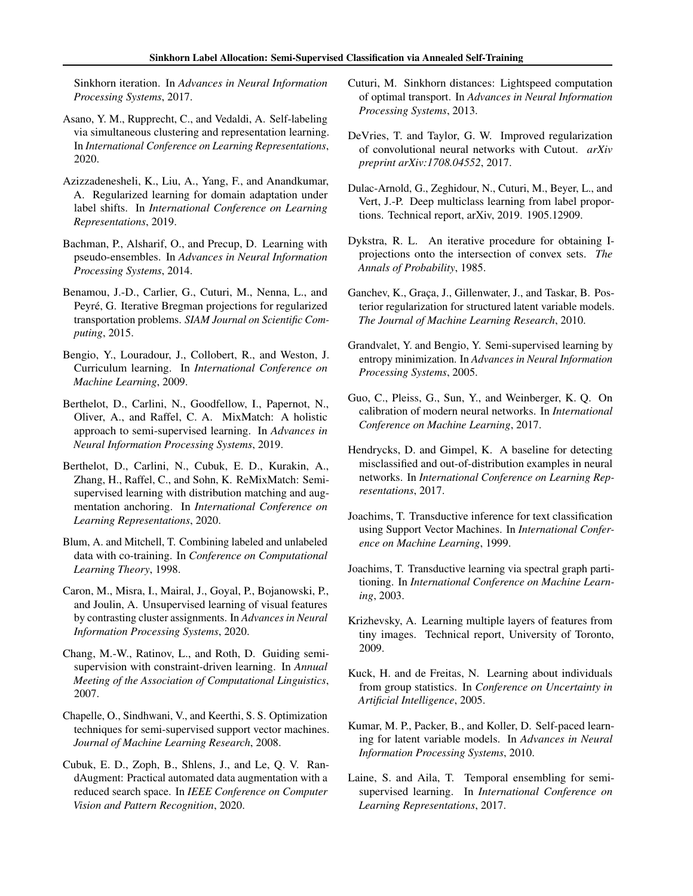Sinkhorn iteration. In *Advances in Neural Information Processing Systems*, 2017.

Asano, Y. M., Rupprecht, C., and Vedaldi, A. Self-labeling via simultaneous clustering and representation learning. In *International Conference on Learning Representations*, 2020.

Azizzadenesheli, K., Liu, A., Yang, F., and Anandkumar, A. Regularized learning for domain adaptation under label shifts. In *International Conference on Learning Representations*, 2019.

Bachman, P., Alsharif, O., and Precup, D. Learning with pseudo-ensembles. In *Advances in Neural Information Processing Systems*, 2014.

Benamou, J.-D., Carlier, G., Cuturi, M., Nenna, L., and Peyré, G. Iterative Bregman projections for regularized transportation problems. *SIAM Journal on Scientific Computing*, 2015.

Bengio, Y., Louradour, J., Collobert, R., and Weston, J. Curriculum learning. In *International Conference on Machine Learning*, 2009.

Berthelot, D., Carlini, N., Goodfellow, I., Papernot, N., Oliver, A., and Raffel, C. A. MixMatch: A holistic approach to semi-supervised learning. In *Advances in Neural Information Processing Systems*, 2019.

Berthelot, D., Carlini, N., Cubuk, E. D., Kurakin, A., Zhang, H., Raffel, C., and Sohn, K. ReMixMatch: Semi-supervised learning with distribution matching and augmentation anchoring. In *International Conference on Learning Representations*, 2020.

Blum, A. and Mitchell, T. Combining labeled and unlabeled data with co-training. In *Conference on Computational Learning Theory*, 1998.

Caron, M., Misra, I., Mairal, J., Goyal, P., Bojanowski, P., and Joulin, A. Unsupervised learning of visual features by contrasting cluster assignments. In *Advances in Neural Information Processing Systems*, 2020.

Chang, M.-W., Ratinov, L., and Roth, D. Guiding semi-supervision with constraint-driven learning. In *Annual Meeting of the Association of Computational Linguistics*, 2007.

Chapelle, O., Sindhwani, V., and Keerthi, S. S. Optimization techniques for semi-supervised support vector machines. *Journal of Machine Learning Research*, 2008.

Cubuk, E. D., Zoph, B., Shlens, J., and Le, Q. V. RandAugment: Practical automated data augmentation with a reduced search space. In *IEEE Conference on Computer Vision and Pattern Recognition*, 2020.

Cuturi, M. Sinkhorn distances: Lightspeed computation of optimal transport. In *Advances in Neural Information Processing Systems*, 2013.

DeVries, T. and Taylor, G. W. Improved regularization of convolutional neural networks with Cutout. *arXiv preprint arXiv:1708.04552*, 2017.

Dulac-Arnold, G., Zeghidour, N., Cuturi, M., Beyer, L., and Vert, J.-P. Deep multiclass learning from label proportions. Technical report, arXiv, 2019. 1905.12909.

Dykstra, R. L. An iterative procedure for obtaining I-projections onto the intersection of convex sets. *The Annals of Probability*, 1985.

Ganchev, K., Graça, J., Gillenwater, J., and Taskar, B. Posterior regularization for structured latent variable models. *The Journal of Machine Learning Research*, 2010.

Grandvalet, Y. and Bengio, Y. Semi-supervised learning by entropy minimization. In *Advances in Neural Information Processing Systems*, 2005.

Guo, C., Pleiss, G., Sun, Y., and Weinberger, K. Q. On calibration of modern neural networks. In *International Conference on Machine Learning*, 2017.

Hendrycks, D. and Gimpel, K. A baseline for detecting misclassified and out-of-distribution examples in neural networks. In *International Conference on Learning Representations*, 2017.

Joachims, T. Transductive inference for text classification using Support Vector Machines. In *International Conference on Machine Learning*, 1999.

Joachims, T. Transductive learning via spectral graph partitioning. In *International Conference on Machine Learning*, 2003.

Krizhevsky, A. Learning multiple layers of features from tiny images. Technical report, University of Toronto, 2009.

Kuck, H. and de Freitas, N. Learning about individuals from group statistics. In *Conference on Uncertainty in Artificial Intelligence*, 2005.

Kumar, M. P., Packer, B., and Koller, D. Self-paced learning for latent variable models. In *Advances in Neural Information Processing Systems*, 2010.

Laine, S. and Aila, T. Temporal ensembling for semi-supervised learning. In *International Conference on Learning Representations*, 2017.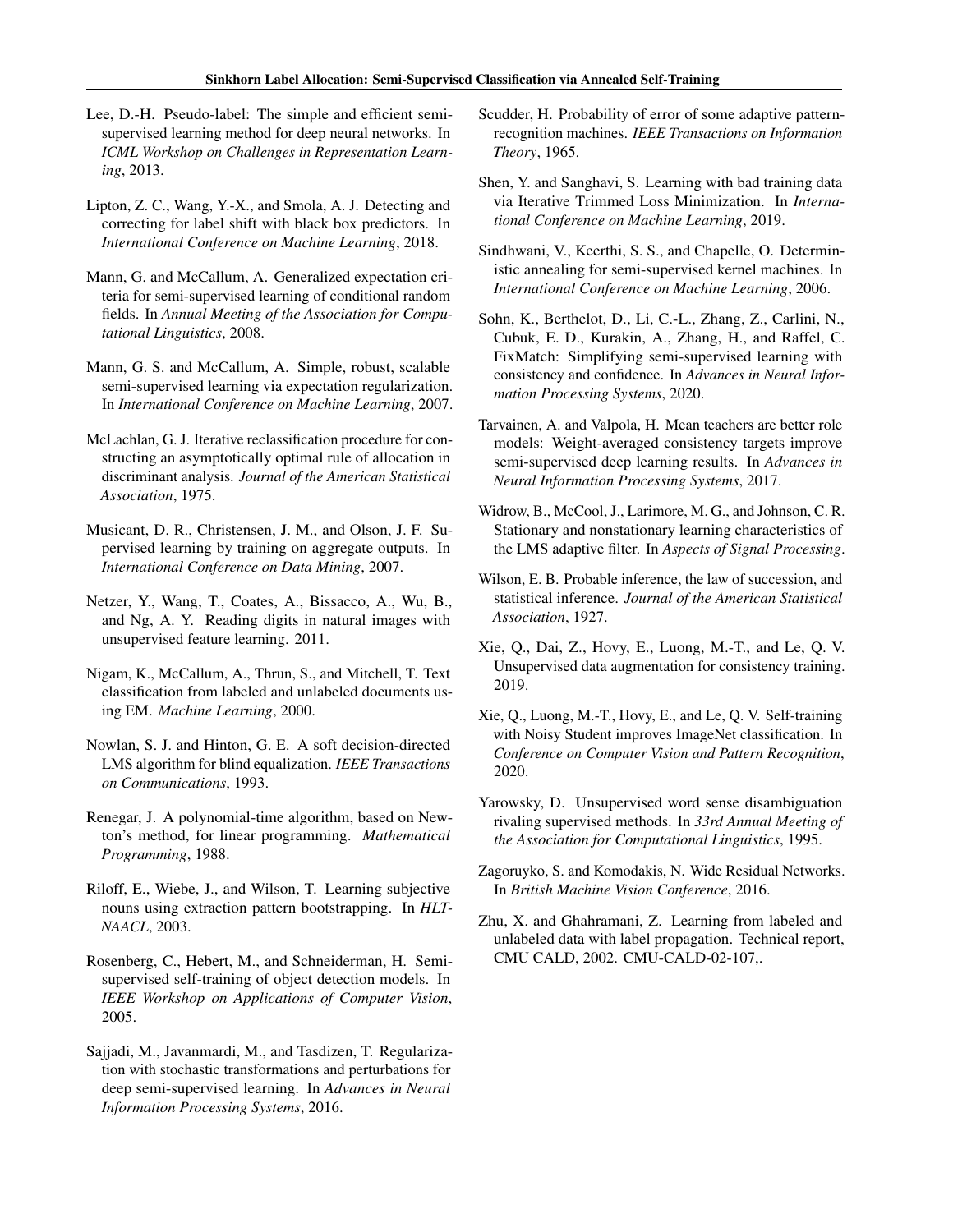Lee, D.-H. Pseudo-label: The simple and efficient semi-supervised learning method for deep neural networks. In *ICML Workshop on Challenges in Representation Learning*, 2013.

Lipton, Z. C., Wang, Y.-X., and Smola, A. J. Detecting and correcting for label shift with black box predictors. In *International Conference on Machine Learning*, 2018.

Mann, G. and McCallum, A. Generalized expectation criteria for semi-supervised learning of conditional random fields. In *Annual Meeting of the Association for Computational Linguistics*, 2008.

Mann, G. S. and McCallum, A. Simple, robust, scalable semi-supervised learning via expectation regularization. In *International Conference on Machine Learning*, 2007.

McLachlan, G. J. Iterative reclassification procedure for constructing an asymptotically optimal rule of allocation in discriminant analysis. *Journal of the American Statistical Association*, 1975.

Musicant, D. R., Christensen, J. M., and Olson, J. F. Supervised learning by training on aggregate outputs. In *International Conference on Data Mining*, 2007.

Netzer, Y., Wang, T., Coates, A., Bissacco, A., Wu, B., and Ng, A. Y. Reading digits in natural images with unsupervised feature learning. 2011.

Nigam, K., McCallum, A., Thrun, S., and Mitchell, T. Text classification from labeled and unlabeled documents using EM. *Machine Learning*, 2000.

Nowlan, S. J. and Hinton, G. E. A soft decision-directed LMS algorithm for blind equalization. *IEEE Transactions on Communications*, 1993.

Renegar, J. A polynomial-time algorithm, based on Newton's method, for linear programming. *Mathematical Programming*, 1988.

Riloff, E., Wiebe, J., and Wilson, T. Learning subjective nouns using extraction pattern bootstrapping. In *HLT-NAACL*, 2003.

Rosenberg, C., Hebert, M., and Schneiderman, H. Semi-supervised self-training of object detection models. In *IEEE Workshop on Applications of Computer Vision*, 2005.

Sajjadi, M., Javanmardi, M., and Tasdizen, T. Regularization with stochastic transformations and perturbations for deep semi-supervised learning. In *Advances in Neural Information Processing Systems*, 2016.

Scudder, H. Probability of error of some adaptive pattern-recognition machines. *IEEE Transactions on Information Theory*, 1965.

Shen, Y. and Sanghavi, S. Learning with bad training data via Iterative Trimmed Loss Minimization. In *International Conference on Machine Learning*, 2019.

Sindhwani, V., Keerthi, S. S., and Chapelle, O. Deterministic annealing for semi-supervised kernel machines. In *International Conference on Machine Learning*, 2006.

Sohn, K., Berthelot, D., Li, C.-L., Zhang, Z., Carlini, N., Cubuk, E. D., Kurakin, A., Zhang, H., and Raffel, C. FixMatch: Simplifying semi-supervised learning with consistency and confidence. In *Advances in Neural Information Processing Systems*, 2020.

Tarvainen, A. and Valpola, H. Mean teachers are better role models: Weight-averaged consistency targets improve semi-supervised deep learning results. In *Advances in Neural Information Processing Systems*, 2017.

Widrow, B., McCool, J., Larimore, M. G., and Johnson, C. R. Stationary and nonstationary learning characteristics of the LMS adaptive filter. In *Aspects of Signal Processing*.

Wilson, E. B. Probable inference, the law of succession, and statistical inference. *Journal of the American Statistical Association*, 1927.

Xie, Q., Dai, Z., Hovy, E., Luong, M.-T., and Le, Q. V. Unsupervised data augmentation for consistency training. 2019.

Xie, Q., Luong, M.-T., Hovy, E., and Le, Q. V. Self-training with Noisy Student improves ImageNet classification. In *Conference on Computer Vision and Pattern Recognition*, 2020.

Yarowsky, D. Unsupervised word sense disambiguation rivaling supervised methods. In *33rd Annual Meeting of the Association for Computational Linguistics*, 1995.

Zagoruyko, S. and Komodakis, N. Wide Residual Networks. In *British Machine Vision Conference*, 2016.

Zhu, X. and Ghahramani, Z. Learning from labeled and unlabeled data with label propagation. Technical report, CMU CALD, 2002. CMU-CALD-02-107,.